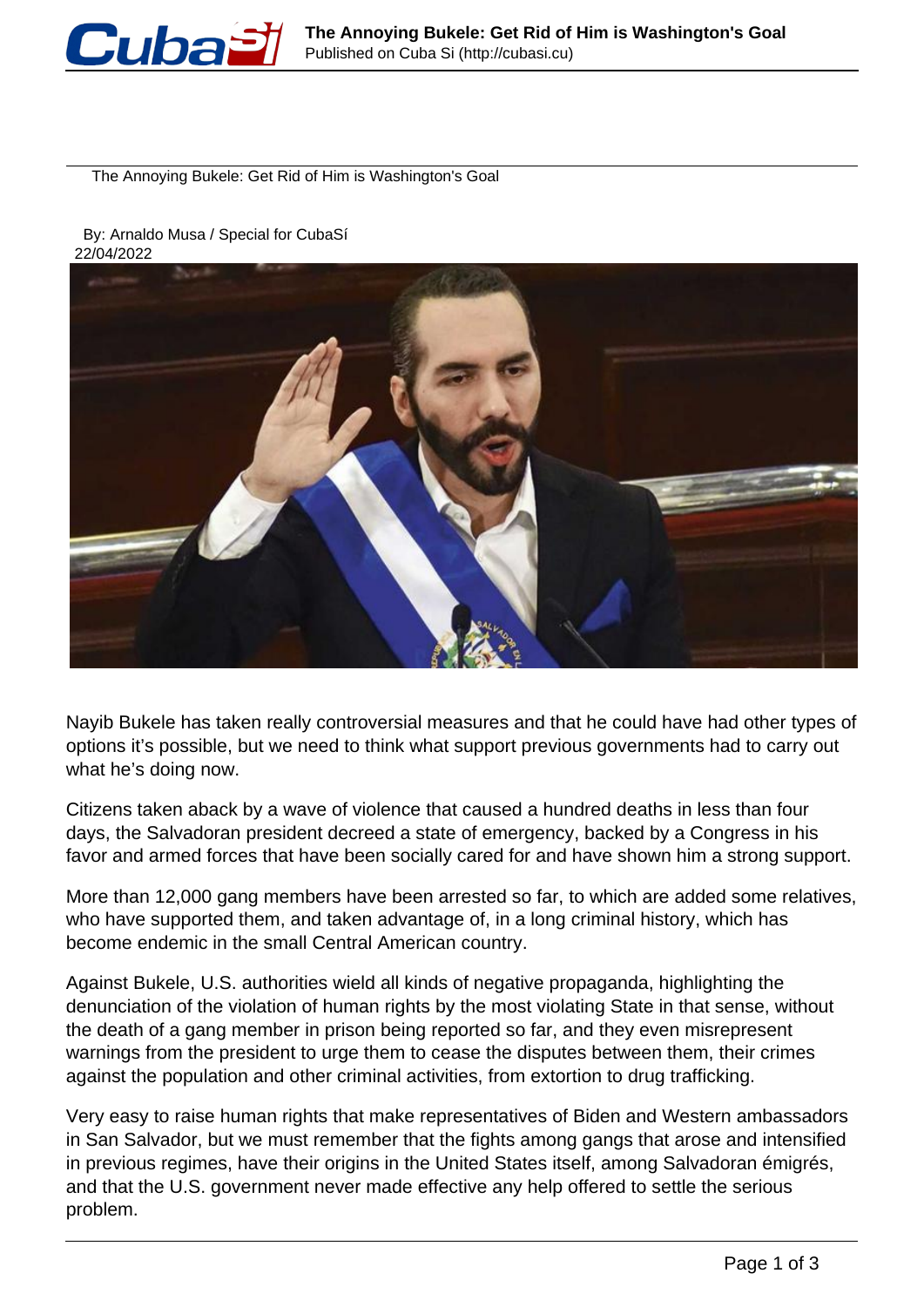# The Annoying Bukele: Get Rid of Him is Washington's Goal

By: Arnaldo Musa / Special for CubaSí
22/04/2022

Nayib Bukele has taken really controversial measures and that he could have had other types of options it's possible, but we need to think what support previous governments had to carry out what he's doing now.

Citizens taken aback by a wave of violence that caused a hundred deaths in less than four days, the Salvadoran president decreed a state of emergency, backed by a Congress in his favor and armed forces that have been socially cared for and have shown him a strong support.

More than 12,000 gang members have been arrested so far, to which are added some relatives, who have supported them, and taken advantage of, in a long criminal history, which has become endemic in the small Central American country.

Against Bukele, U.S. authorities wield all kinds of negative propaganda, highlighting the denunciation of the violation of human rights by the most violating State in that sense, without the death of a gang member in prison being reported so far, and they even misrepresent warnings from the president to urge them to cease the disputes between them, their crimes against the population and other criminal activities, from extortion to drug trafficking.

Very easy to raise human rights that make representatives of Biden and Western ambassadors in San Salvador, but we must remember that the fights among gangs that arose and intensified in previous regimes, have their origins in the United States itself, among Salvadoran émigrés, and that the U.S. government never made effective any help offered to settle the serious problem.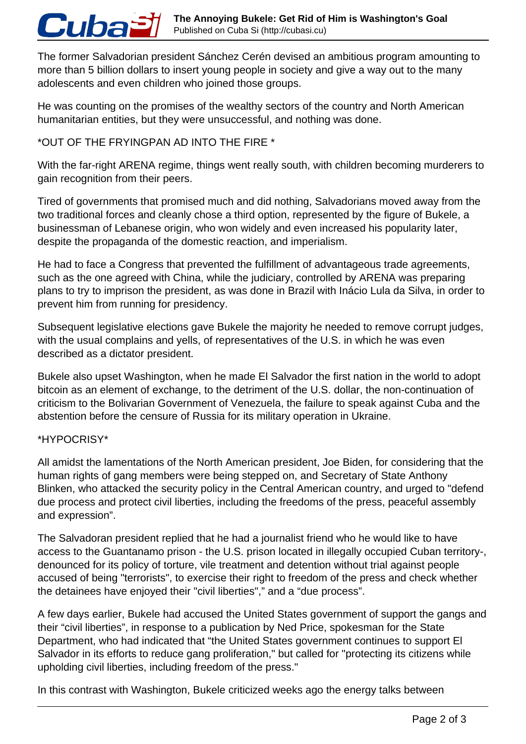The former Salvadorian president Sánchez Cerén devised an ambitious program amounting to more than 5 billion dollars to insert young people in society and give a way out to the many adolescents and even children who joined those groups.

He was counting on the promises of the wealthy sectors of the country and North American humanitarian entities, but they were unsuccessful, and nothing was done.

**OUT OF THE FRYINGPAN AD INTO THE FIRE**

With the far-right ARENA regime, things went really south, with children becoming murderers to gain recognition from their peers.

Tired of governments that promised much and did nothing, Salvadorians moved away from the two traditional forces and cleanly chose a third option, represented by the figure of Bukele, a businessman of Lebanese origin, who won widely and even increased his popularity later, despite the propaganda of the domestic reaction, and imperialism.

He had to face a Congress that prevented the fulfillment of advantageous trade agreements, such as the one agreed with China, while the judiciary, controlled by ARENA was preparing plans to try to imprison the president, as was done in Brazil with Inácio Lula da Silva, in order to prevent him from running for presidency.

Subsequent legislative elections gave Bukele the majority he needed to remove corrupt judges, with the usual complains and yells, of representatives of the U.S. in which he was even described as a dictator president.

Bukele also upset Washington, when he made El Salvador the first nation in the world to adopt bitcoin as an element of exchange, to the detriment of the U.S. dollar, the non-continuation of criticism to the Bolivarian Government of Venezuela, the failure to speak against Cuba and the abstention before the censure of Russia for its military operation in Ukraine.

**HYPOCRISY**

All amidst the lamentations of the North American president, Joe Biden, for considering that the human rights of gang members were being stepped on, and Secretary of State Anthony Blinken, who attacked the security policy in the Central American country, and urged to "defend due process and protect civil liberties, including the freedoms of the press, peaceful assembly and expression".

The Salvadoran president replied that he had a journalist friend who he would like to have access to the Guantanamo prison - the U.S. prison located in illegally occupied Cuban territory-, denounced for its policy of torture, vile treatment and detention without trial against people accused of being "terrorists", to exercise their right to freedom of the press and check whether the detainees have enjoyed their "civil liberties"," and a "due process".

A few days earlier, Bukele had accused the United States government of support the gangs and their "civil liberties", in response to a publication by Ned Price, spokesman for the State Department, who had indicated that "the United States government continues to support El Salvador in its efforts to reduce gang proliferation," but called for "protecting its citizens while upholding civil liberties, including freedom of the press."

In this contrast with Washington, Bukele criticized weeks ago the energy talks between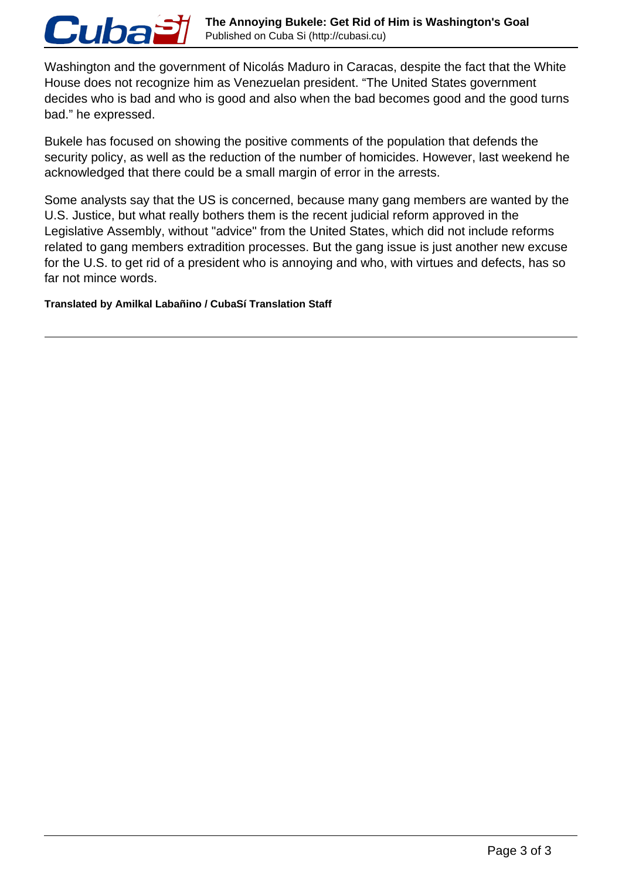Washington and the government of Nicolás Maduro in Caracas, despite the fact that the White House does not recognize him as Venezuelan president. “The United States government decides who is bad and who is good and also when the bad becomes good and the good turns bad.” he expressed.

Bukele has focused on showing the positive comments of the population that defends the security policy, as well as the reduction of the number of homicides. However, last weekend he acknowledged that there could be a small margin of error in the arrests.

Some analysts say that the US is concerned, because many gang members are wanted by the U.S. Justice, but what really bothers them is the recent judicial reform approved in the Legislative Assembly, without "advice" from the United States, which did not include reforms related to gang members extradition processes. But the gang issue is just another new excuse for the U.S. to get rid of a president who is annoying and who, with virtues and defects, has so far not mince words.

**Translated by Amilkal Labañino / CubaSí Translation Staff**